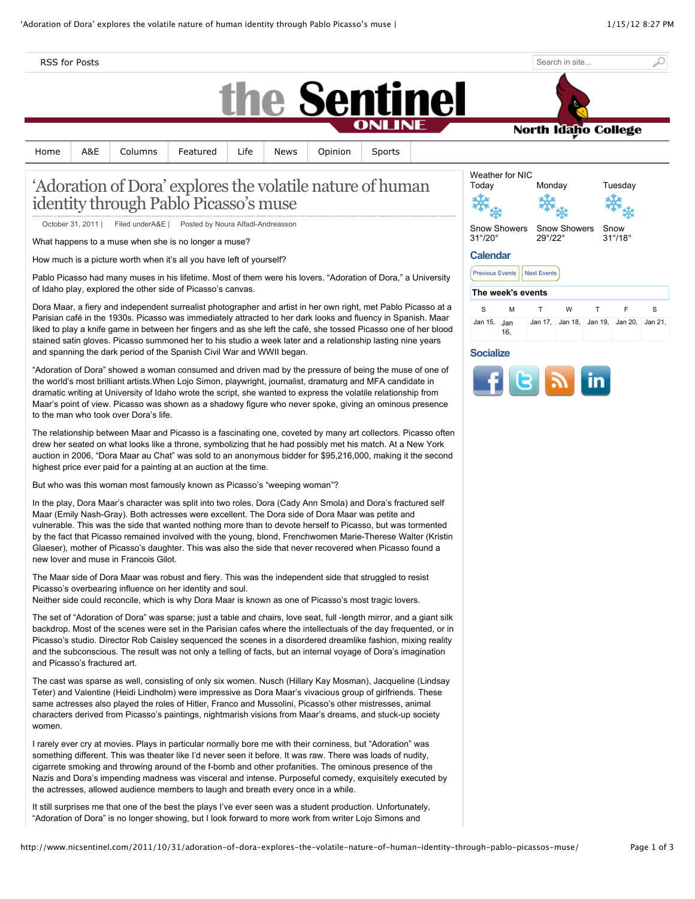RSS for Posts

Search in site...

# the Sentinel ONLINE

North Idaho College

Home | A&E | Columns | Featured | Life | News | Opinion | Sports

# 'Adoration of Dora' explores the volatile nature of human identity through Pablo Picasso's muse

October 31, 2011 | Filed underA&E | Posted by Noura Alfadl-Andreasson

What happens to a muse when she is no longer a muse?

How much is a picture worth when it's all you have left of yourself?

Pablo Picasso had many muses in his lifetime. Most of them were his lovers. "Adoration of Dora," a University of Idaho play, explored the other side of Picasso's canvas.

Dora Maar, a fiery and independent surrealist photographer and artist in her own right, met Pablo Picasso at a Parisian café in the 1930s. Picasso was immediately attracted to her dark looks and fluency in Spanish. Maar liked to play a knife game in between her fingers and as she left the café, she tossed Picasso one of her blood stained satin gloves. Picasso summoned her to his studio a week later and a relationship lasting nine years and spanning the dark period of the Spanish Civil War and WWII began.

"Adoration of Dora" showed a woman consumed and driven mad by the pressure of being the muse of one of the world's most brilliant artists.When Lojo Simon, playwright, journalist, dramaturg and MFA candidate in dramatic writing at University of Idaho wrote the script, she wanted to express the volatile relationship from Maar's point of view. Picasso was shown as a shadowy figure who never spoke, giving an ominous presence to the man who took over Dora's life.

The relationship between Maar and Picasso is a fascinating one, coveted by many art collectors. Picasso often drew her seated on what looks like a throne, symbolizing that he had possibly met his match. At a New York auction in 2006, "Dora Maar au Chat" was sold to an anonymous bidder for $95,216,000, making it the second highest price ever paid for a painting at an auction at the time.

But who was this woman most famously known as Picasso's "weeping woman"?

In the play, Dora Maar's character was split into two roles. Dora (Cady Ann Smola) and Dora's fractured self Maar (Emily Nash-Gray). Both actresses were excellent. The Dora side of Dora Maar was petite and vulnerable. This was the side that wanted nothing more than to devote herself to Picasso, but was tormented by the fact that Picasso remained involved with the young, blond, Frenchwomen Marie-Therese Walter (Kristin Glaeser), mother of Picasso's daughter. This was also the side that never recovered when Picasso found a new lover and muse in Francois Gilot.

The Maar side of Dora Maar was robust and fiery. This was the independent side that struggled to resist Picasso's overbearing influence on her identity and soul.
Neither side could reconcile, which is why Dora Maar is known as one of Picasso's most tragic lovers.

The set of "Adoration of Dora" was sparse; just a table and chairs, love seat, full -length mirror, and a giant silk backdrop. Most of the scenes were set in the Parisian cafes where the intellectuals of the day frequented, or in Picasso's studio. Director Rob Caisley sequenced the scenes in a disordered dreamlike fashion, mixing reality and the subconscious. The result was not only a telling of facts, but an internal voyage of Dora's imagination and Picasso's fractured art.

The cast was sparse as well, consisting of only six women. Nusch (Hillary Kay Mosman), Jacqueline (Lindsay Teter) and Valentine (Heidi Lindholm) were impressive as Dora Maar's vivacious group of girlfriends. These same actresses also played the roles of Hitler, Franco and Mussolini, Picasso's other mistresses, animal characters derived from Picasso's paintings, nightmarish visions from Maar's dreams, and stuck-up society women.

I rarely ever cry at movies. Plays in particular normally bore me with their corniness, but "Adoration" was something different. This was theater like I'd never seen it before. It was raw. There was loads of nudity, cigarrete smoking and throwing around of the f-bomb and other profanities. The ominous presence of the Nazis and Dora's impending madness was visceral and intense. Purposeful comedy, exquisitely executed by the actresses, allowed audience members to laugh and breath every once in a while.

It still surprises me that one of the best the plays I've ever seen was a student production. Unfortunately, "Adoration of Dora" is no longer showing, but I look forward to more work from writer Lojo Simons and

Weather for NIC

| Today | Monday | Tuesday |
|---|---|---|
| Snow Showers | Snow Showers | Snow |
| 31°/20° | 29°/22° | 31°/18° |

## Calendar

Previous Events | Next Events

**The week's events**

| S | M | T | W | T | F | S |
|---|---|---|---|---|---|---|
| Jan 15, | Jan 16, | Jan 17, | Jan 18, | Jan 19, | Jan 20, | Jan 21, |

## Socialize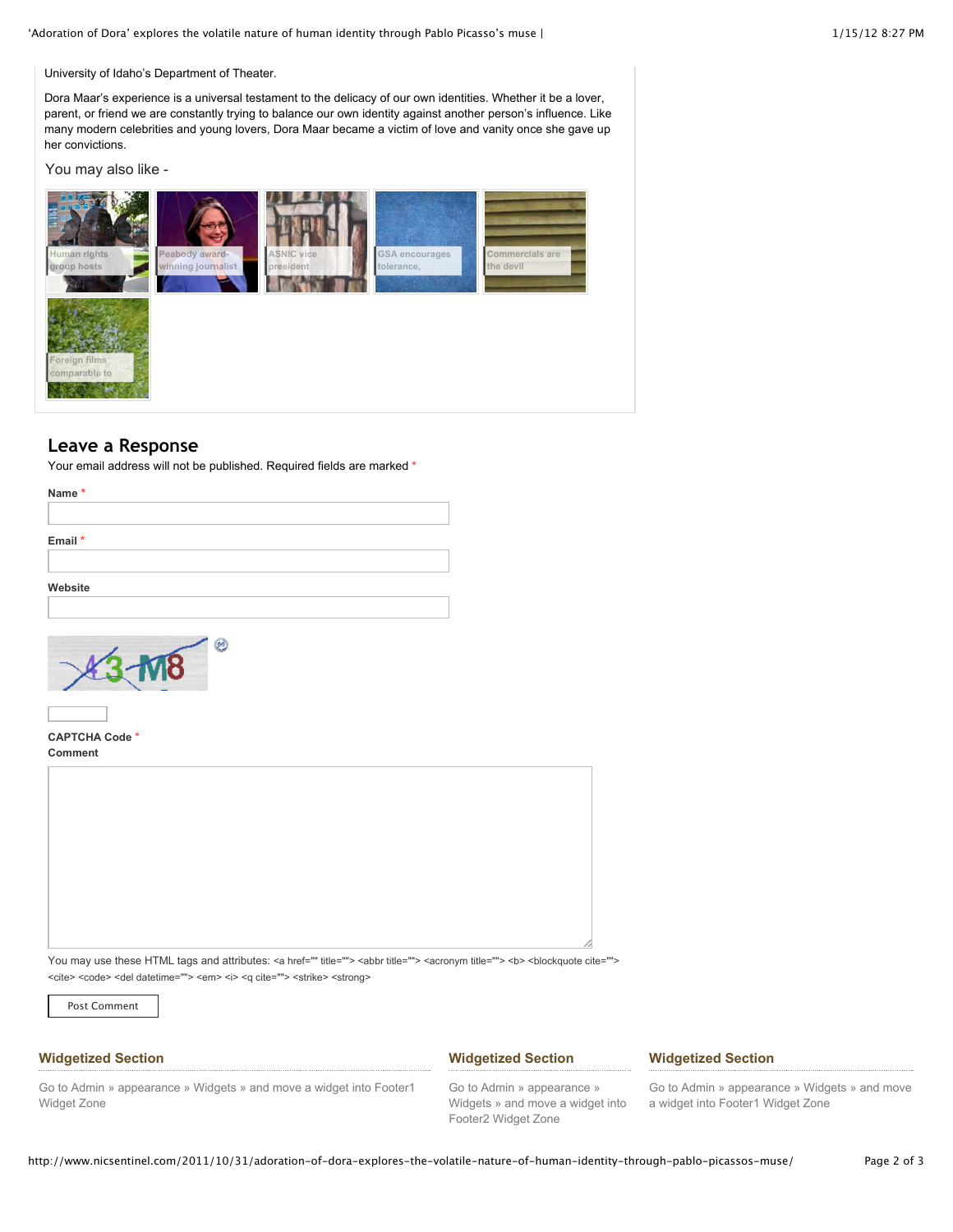University of Idaho's Department of Theater.

Dora Maar's experience is a universal testament to the delicacy of our own identities. Whether it be a lover, parent, or friend we are constantly trying to balance our own identity against another person's influence. Like many modern celebrities and young lovers, Dora Maar became a victim of love and vanity once she gave up her convictions.

You may also like -

Human rights group hosts

Peabody award-winning journalist

ASNIC vice president

GSA encourages tolerance,

Commercials are the devil

Foreign films comparable to

## Leave a Response

Your email address will not be published. Required fields are marked *

**Name** *

**Email** *

**Website**

**CAPTCHA Code** *

**Comment**

You may use these HTML tags and attributes: <a href="" title=""> <abbr title=""> <acronym title=""> <b> <blockquote cite=""> <cite> <code> <del datetime=""> <em> <i> <q cite=""> <strike> <strong>

Post Comment

### Widgetized Section

Go to Admin » appearance » Widgets » and move a widget into Footer1 Widget Zone

### Widgetized Section

Go to Admin » appearance » Widgets » and move a widget into Footer2 Widget Zone

### Widgetized Section

Go to Admin » appearance » Widgets » and move a widget into Footer1 Widget Zone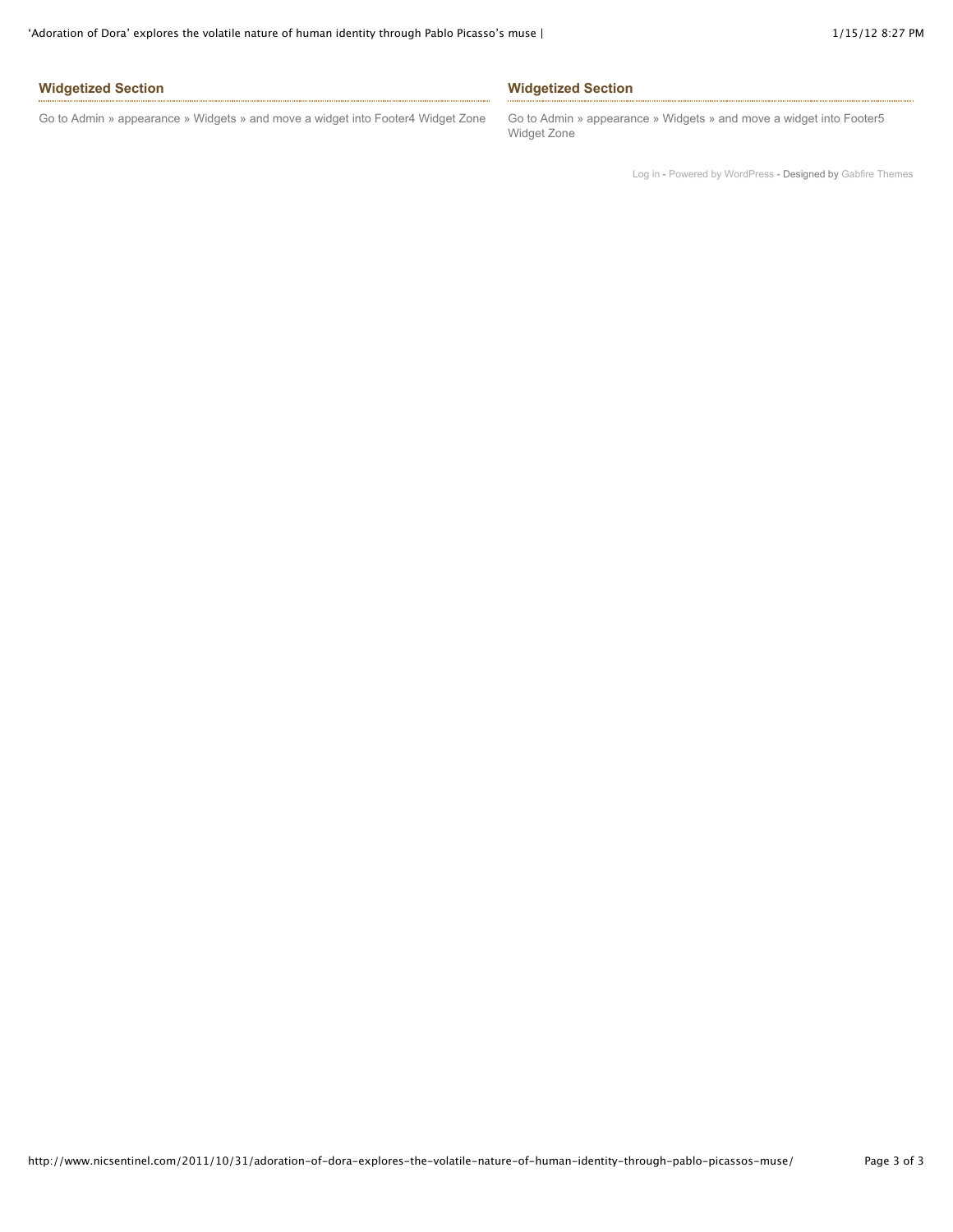## Widgetized Section

Go to Admin » appearance » Widgets » and move a widget into Footer4 Widget Zone

## Widgetized Section

Go to Admin » appearance » Widgets » and move a widget into Footer5 Widget Zone

Log in - Powered by WordPress - Designed by Gabfire Themes